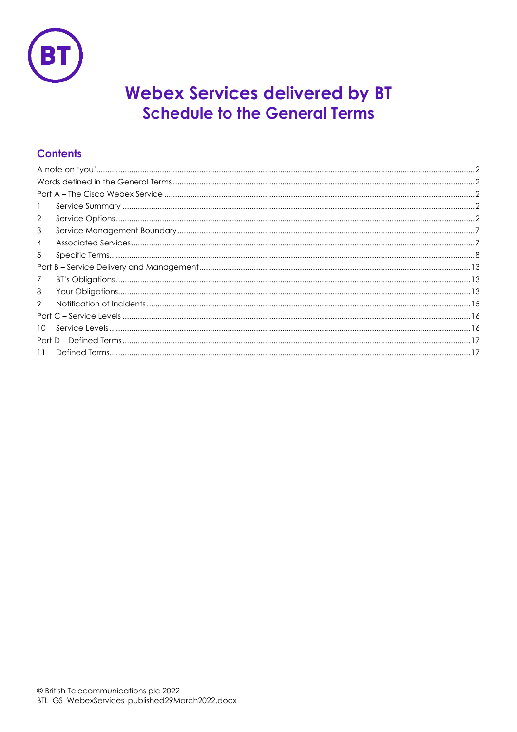# Webex Services delivered by BT

## Schedule to the General Terms

### Contents

A note on 'you' .......... 2

Words defined in the General Terms .......... 2

Part A – The Cisco Webex Service .......... 2

1 Service Summary .......... 2

2 Service Options .......... 2

3 Service Management Boundary .......... 7

4 Associated Services .......... 7

5 Specific Terms .......... 8

Part B – Service Delivery and Management .......... 13

7 BT's Obligations .......... 13

8 Your Obligations .......... 13

9 Notification of Incidents .......... 15

Part C – Service Levels .......... 16

10 Service Levels .......... 16

Part D – Defined Terms .......... 17

11 Defined Terms .......... 17

© British Telecommunications plc 2022
BTL_GS_WebexServices_published29March2022.docx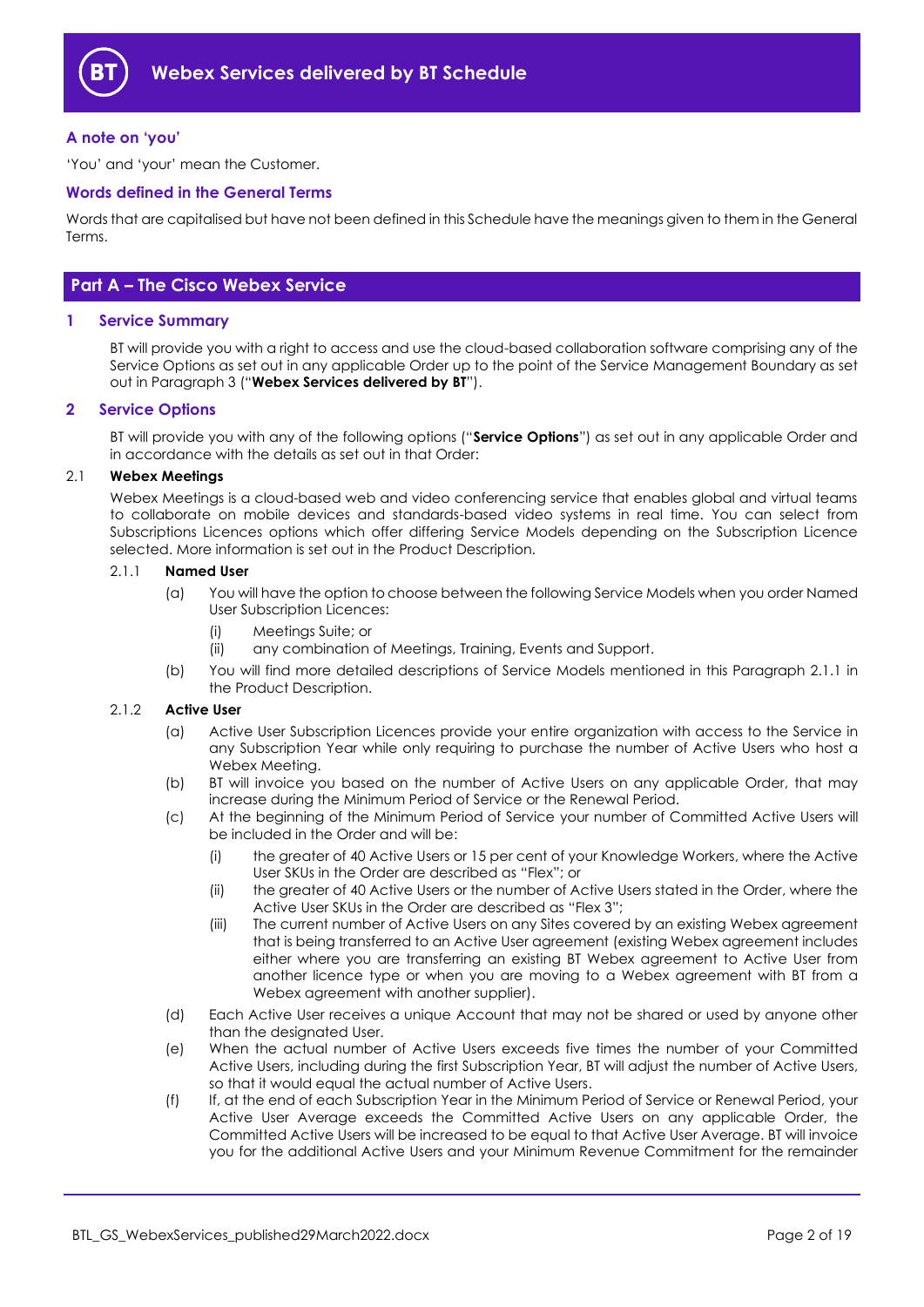# Webex Services delivered by BT Schedule

### A note on 'you'

'You' and 'your' mean the Customer.

### Words defined in the General Terms

Words that are capitalised but have not been defined in this Schedule have the meanings given to them in the General Terms.

## Part A – The Cisco Webex Service

### 1 Service Summary

BT will provide you with a right to access and use the cloud-based collaboration software comprising any of the Service Options as set out in any applicable Order up to the point of the Service Management Boundary as set out in Paragraph 3 ("**Webex Services delivered by BT**").

### 2 Service Options

BT will provide you with any of the following options ("**Service Options**") as set out in any applicable Order and in accordance with the details as set out in that Order:

2.1 **Webex Meetings**

Webex Meetings is a cloud-based web and video conferencing service that enables global and virtual teams to collaborate on mobile devices and standards-based video systems in real time. You can select from Subscriptions Licences options which offer differing Service Models depending on the Subscription Licence selected. More information is set out in the Product Description.

2.1.1 **Named User**

(a) You will have the option to choose between the following Service Models when you order Named User Subscription Licences:

(i) Meetings Suite; or

(ii) any combination of Meetings, Training, Events and Support.

(b) You will find more detailed descriptions of Service Models mentioned in this Paragraph 2.1.1 in the Product Description.

2.1.2 **Active User**

(a) Active User Subscription Licences provide your entire organization with access to the Service in any Subscription Year while only requiring to purchase the number of Active Users who host a Webex Meeting.

(b) BT will invoice you based on the number of Active Users on any applicable Order, that may increase during the Minimum Period of Service or the Renewal Period.

(c) At the beginning of the Minimum Period of Service your number of Committed Active Users will be included in the Order and will be:

(i) the greater of 40 Active Users or 15 per cent of your Knowledge Workers, where the Active User SKUs in the Order are described as "Flex"; or

(ii) the greater of 40 Active Users or the number of Active Users stated in the Order, where the Active User SKUs in the Order are described as "Flex 3";

(iii) The current number of Active Users on any Sites covered by an existing Webex agreement that is being transferred to an Active User agreement (existing Webex agreement includes either where you are transferring an existing BT Webex agreement to Active User from another licence type or when you are moving to a Webex agreement with BT from a Webex agreement with another supplier).

(d) Each Active User receives a unique Account that may not be shared or used by anyone other than the designated User.

(e) When the actual number of Active Users exceeds five times the number of your Committed Active Users, including during the first Subscription Year, BT will adjust the number of Active Users, so that it would equal the actual number of Active Users.

(f) If, at the end of each Subscription Year in the Minimum Period of Service or Renewal Period, your Active User Average exceeds the Committed Active Users on any applicable Order, the Committed Active Users will be increased to be equal to that Active User Average. BT will invoice you for the additional Active Users and your Minimum Revenue Commitment for the remainder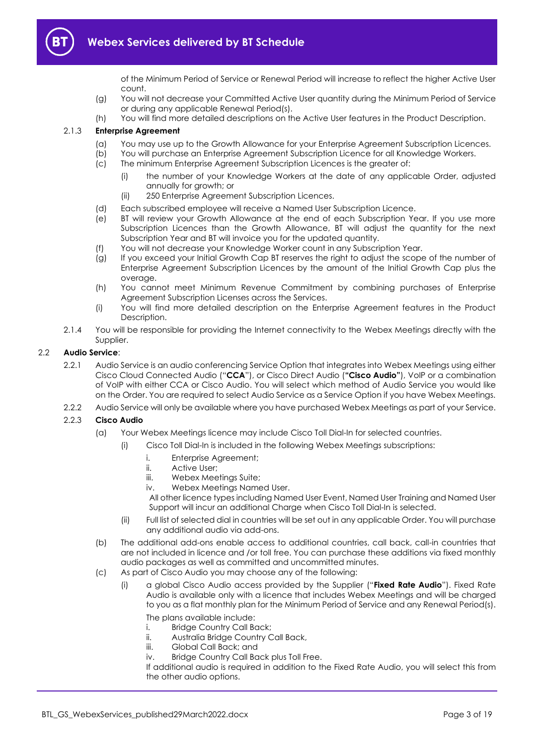of the Minimum Period of Service or Renewal Period will increase to reflect the higher Active User count.

(g) You will not decrease your Committed Active User quantity during the Minimum Period of Service or during any applicable Renewal Period(s).

(h) You will find more detailed descriptions on the Active User features in the Product Description.

2.1.3 **Enterprise Agreement**

(a) You may use up to the Growth Allowance for your Enterprise Agreement Subscription Licences.

(b) You will purchase an Enterprise Agreement Subscription Licence for all Knowledge Workers.

(c) The minimum Enterprise Agreement Subscription Licences is the greater of:

(i) the number of your Knowledge Workers at the date of any applicable Order, adjusted annually for growth; or

(ii) 250 Enterprise Agreement Subscription Licences.

(d) Each subscribed employee will receive a Named User Subscription Licence.

(e) BT will review your Growth Allowance at the end of each Subscription Year. If you use more Subscription Licences than the Growth Allowance, BT will adjust the quantity for the next Subscription Year and BT will invoice you for the updated quantity.

(f) You will not decrease your Knowledge Worker count in any Subscription Year.

(g) If you exceed your Initial Growth Cap BT reserves the right to adjust the scope of the number of Enterprise Agreement Subscription Licences by the amount of the Initial Growth Cap plus the overage.

(h) You cannot meet Minimum Revenue Commitment by combining purchases of Enterprise Agreement Subscription Licenses across the Services.

(i) You will find more detailed description on the Enterprise Agreement features in the Product Description.

2.1.4 You will be responsible for providing the Internet connectivity to the Webex Meetings directly with the Supplier.

2.2 **Audio Service**:

2.2.1 Audio Service is an audio conferencing Service Option that integrates into Webex Meetings using either Cisco Cloud Connected Audio ("**CCA**"), or Cisco Direct Audio (**"Cisco Audio"**), VoIP or a combination of VoIP with either CCA or Cisco Audio. You will select which method of Audio Service you would like on the Order. You are required to select Audio Service as a Service Option if you have Webex Meetings.

2.2.2 Audio Service will only be available where you have purchased Webex Meetings as part of your Service.

2.2.3 **Cisco Audio**

(a) Your Webex Meetings licence may include Cisco Toll Dial-In for selected countries.

(i) Cisco Toll Dial-In is included in the following Webex Meetings subscriptions:

i. Enterprise Agreement;
ii. Active User;
iii. Webex Meetings Suite;
iv. Webex Meetings Named User.

All other licence types including Named User Event, Named User Training and Named User Support will incur an additional Charge when Cisco Toll Dial-In is selected.

(ii) Full list of selected dial in countries will be set out in any applicable Order. You will purchase any additional audio via add-ons.

(b) The additional add-ons enable access to additional countries, call back, call-in countries that are not included in licence and /or toll free. You can purchase these additions via fixed monthly audio packages as well as committed and uncommitted minutes.

(c) As part of Cisco Audio you may choose any of the following:

(i) a global Cisco Audio access provided by the Supplier ("**Fixed Rate Audio**"). Fixed Rate Audio is available only with a licence that includes Webex Meetings and will be charged to you as a flat monthly plan for the Minimum Period of Service and any Renewal Period(s).

The plans available include:

i. Bridge Country Call Back;
ii. Australia Bridge Country Call Back,
iii. Global Call Back; and
iv. Bridge Country Call Back plus Toll Free.

If additional audio is required in addition to the Fixed Rate Audio, you will select this from the other audio options.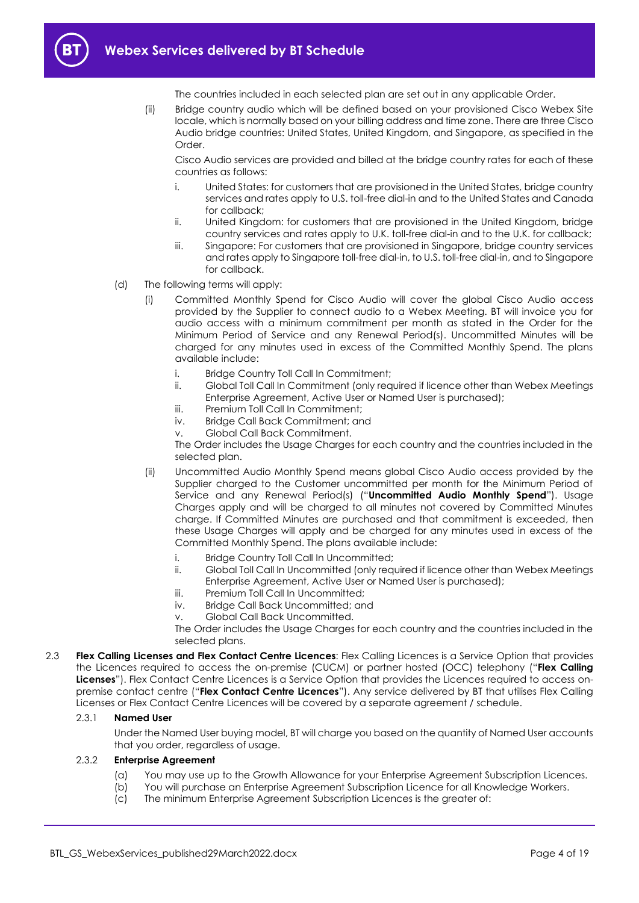The countries included in each selected plan are set out in any applicable Order.

(ii) Bridge country audio which will be defined based on your provisioned Cisco Webex Site locale, which is normally based on your billing address and time zone. There are three Cisco Audio bridge countries: United States, United Kingdom, and Singapore, as specified in the Order.

Cisco Audio services are provided and billed at the bridge country rates for each of these countries as follows:

i. United States: for customers that are provisioned in the United States, bridge country services and rates apply to U.S. toll-free dial-in and to the United States and Canada for callback;

ii. United Kingdom: for customers that are provisioned in the United Kingdom, bridge country services and rates apply to U.K. toll-free dial-in and to the U.K. for callback;

iii. Singapore: For customers that are provisioned in Singapore, bridge country services and rates apply to Singapore toll-free dial-in, to U.S. toll-free dial-in, and to Singapore for callback.

(d) The following terms will apply:

(i) Committed Monthly Spend for Cisco Audio will cover the global Cisco Audio access provided by the Supplier to connect audio to a Webex Meeting. BT will invoice you for audio access with a minimum commitment per month as stated in the Order for the Minimum Period of Service and any Renewal Period(s). Uncommitted Minutes will be charged for any minutes used in excess of the Committed Monthly Spend. The plans available include:

i. Bridge Country Toll Call In Commitment;

ii. Global Toll Call In Commitment (only required if licence other than Webex Meetings Enterprise Agreement, Active User or Named User is purchased);

iii. Premium Toll Call In Commitment;

iv. Bridge Call Back Commitment; and

v. Global Call Back Commitment.

The Order includes the Usage Charges for each country and the countries included in the selected plan.

(ii) Uncommitted Audio Monthly Spend means global Cisco Audio access provided by the Supplier charged to the Customer uncommitted per month for the Minimum Period of Service and any Renewal Period(s) ("**Uncommitted Audio Monthly Spend**"). Usage Charges apply and will be charged to all minutes not covered by Committed Minutes charge. If Committed Minutes are purchased and that commitment is exceeded, then these Usage Charges will apply and be charged for any minutes used in excess of the Committed Monthly Spend. The plans available include:

i. Bridge Country Toll Call In Uncommitted;

ii. Global Toll Call In Uncommitted (only required if licence other than Webex Meetings Enterprise Agreement, Active User or Named User is purchased);

iii. Premium Toll Call In Uncommitted;

iv. Bridge Call Back Uncommitted; and

v. Global Call Back Uncommitted.

The Order includes the Usage Charges for each country and the countries included in the selected plans.

2.3 **Flex Calling Licenses and Flex Contact Centre Licences**: Flex Calling Licences is a Service Option that provides the Licences required to access the on-premise (CUCM) or partner hosted (OCC) telephony ("**Flex Calling Licenses**"). Flex Contact Centre Licences is a Service Option that provides the Licences required to access on-premise contact centre ("**Flex Contact Centre Licences**"). Any service delivered by BT that utilises Flex Calling Licenses or Flex Contact Centre Licences will be covered by a separate agreement / schedule.

#### 2.3.1 Named User

Under the Named User buying model, BT will charge you based on the quantity of Named User accounts that you order, regardless of usage.

#### 2.3.2 Enterprise Agreement

(a) You may use up to the Growth Allowance for your Enterprise Agreement Subscription Licences.

(b) You will purchase an Enterprise Agreement Subscription Licence for all Knowledge Workers.

(c) The minimum Enterprise Agreement Subscription Licences is the greater of: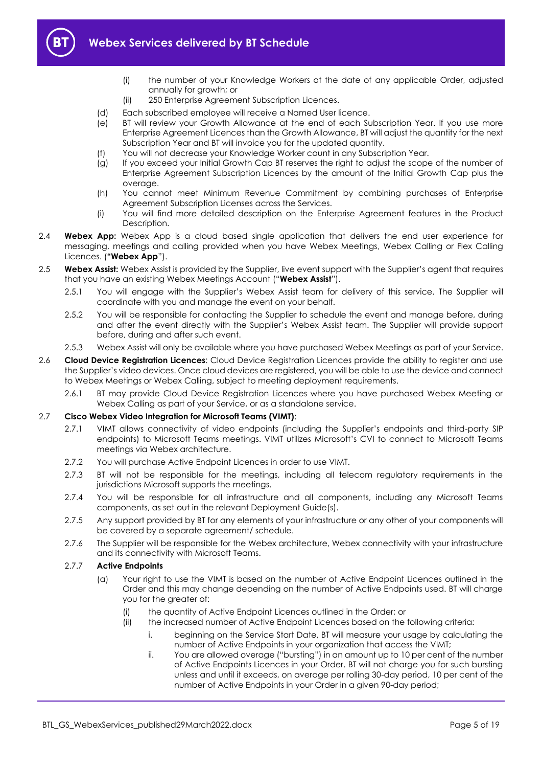(i) the number of your Knowledge Workers at the date of any applicable Order, adjusted annually for growth; or

(ii) 250 Enterprise Agreement Subscription Licences.

(d) Each subscribed employee will receive a Named User licence.

(e) BT will review your Growth Allowance at the end of each Subscription Year. If you use more Enterprise Agreement Licences than the Growth Allowance, BT will adjust the quantity for the next Subscription Year and BT will invoice you for the updated quantity.

(f) You will not decrease your Knowledge Worker count in any Subscription Year.

(g) If you exceed your Initial Growth Cap BT reserves the right to adjust the scope of the number of Enterprise Agreement Subscription Licences by the amount of the Initial Growth Cap plus the overage.

(h) You cannot meet Minimum Revenue Commitment by combining purchases of Enterprise Agreement Subscription Licenses across the Services.

(i) You will find more detailed description on the Enterprise Agreement features in the Product Description.

2.4 **Webex App:** Webex App is a cloud based single application that delivers the end user experience for messaging, meetings and calling provided when you have Webex Meetings, Webex Calling or Flex Calling Licences. (**"Webex App"**).

2.5 **Webex Assist:** Webex Assist is provided by the Supplier, live event support with the Supplier's agent that requires that you have an existing Webex Meetings Account ("**Webex Assist**").

2.5.1 You will engage with the Supplier's Webex Assist team for delivery of this service. The Supplier will coordinate with you and manage the event on your behalf.

2.5.2 You will be responsible for contacting the Supplier to schedule the event and manage before, during and after the event directly with the Supplier's Webex Assist team. The Supplier will provide support before, during and after such event.

2.5.3 Webex Assist will only be available where you have purchased Webex Meetings as part of your Service.

2.6 **Cloud Device Registration Licences**: Cloud Device Registration Licences provide the ability to register and use the Supplier's video devices. Once cloud devices are registered, you will be able to use the device and connect to Webex Meetings or Webex Calling, subject to meeting deployment requirements.

2.6.1 BT may provide Cloud Device Registration Licences where you have purchased Webex Meeting or Webex Calling as part of your Service, or as a standalone service.

2.7 **Cisco Webex Video Integration for Microsoft Teams (VIMT)**:

2.7.1 VIMT allows connectivity of video endpoints (including the Supplier's endpoints and third-party SIP endpoints) to Microsoft Teams meetings. VIMT utilizes Microsoft's CVI to connect to Microsoft Teams meetings via Webex architecture.

2.7.2 You will purchase Active Endpoint Licences in order to use VIMT.

2.7.3 BT will not be responsible for the meetings, including all telecom regulatory requirements in the jurisdictions Microsoft supports the meetings.

2.7.4 You will be responsible for all infrastructure and all components, including any Microsoft Teams components, as set out in the relevant Deployment Guide(s).

2.7.5 Any support provided by BT for any elements of your infrastructure or any other of your components will be covered by a separate agreement/ schedule.

2.7.6 The Supplier will be responsible for the Webex architecture, Webex connectivity with your infrastructure and its connectivity with Microsoft Teams.

2.7.7 **Active Endpoints**

(a) Your right to use the VIMT is based on the number of Active Endpoint Licences outlined in the Order and this may change depending on the number of Active Endpoints used. BT will charge you for the greater of:

(i) the quantity of Active Endpoint Licences outlined in the Order; or

(ii) the increased number of Active Endpoint Licences based on the following criteria:

i. beginning on the Service Start Date, BT will measure your usage by calculating the number of Active Endpoints in your organization that access the VIMT;

ii. You are allowed overage ("bursting") in an amount up to 10 per cent of the number of Active Endpoints Licences in your Order. BT will not charge you for such bursting unless and until it exceeds, on average per rolling 30-day period, 10 per cent of the number of Active Endpoints in your Order in a given 90-day period;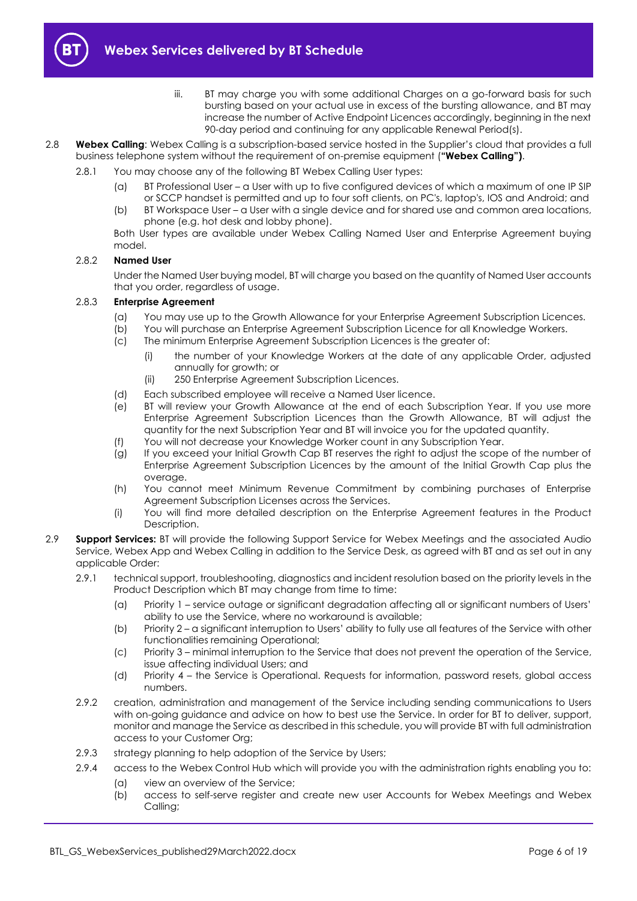iii. BT may charge you with some additional Charges on a go-forward basis for such bursting based on your actual use in excess of the bursting allowance, and BT may increase the number of Active Endpoint Licences accordingly, beginning in the next 90-day period and continuing for any applicable Renewal Period(s).

2.8 **Webex Calling**: Webex Calling is a subscription-based service hosted in the Supplier's cloud that provides a full business telephone system without the requirement of on-premise equipment (**"Webex Calling")**.

2.8.1 You may choose any of the following BT Webex Calling User types:

(a) BT Professional User – a User with up to five configured devices of which a maximum of one IP SIP or SCCP handset is permitted and up to four soft clients, on PC's, laptop's, IOS and Android; and

(b) BT Workspace User – a User with a single device and for shared use and common area locations, phone (e.g. hot desk and lobby phone).

Both User types are available under Webex Calling Named User and Enterprise Agreement buying model.

2.8.2 **Named User**

Under the Named User buying model, BT will charge you based on the quantity of Named User accounts that you order, regardless of usage.

2.8.3 **Enterprise Agreement**

(a) You may use up to the Growth Allowance for your Enterprise Agreement Subscription Licences.

(b) You will purchase an Enterprise Agreement Subscription Licence for all Knowledge Workers.

(c) The minimum Enterprise Agreement Subscription Licences is the greater of:

(i) the number of your Knowledge Workers at the date of any applicable Order, adjusted annually for growth; or

(ii) 250 Enterprise Agreement Subscription Licences.

(d) Each subscribed employee will receive a Named User licence.

(e) BT will review your Growth Allowance at the end of each Subscription Year. If you use more Enterprise Agreement Subscription Licences than the Growth Allowance, BT will adjust the quantity for the next Subscription Year and BT will invoice you for the updated quantity.

(f) You will not decrease your Knowledge Worker count in any Subscription Year.

(g) If you exceed your Initial Growth Cap BT reserves the right to adjust the scope of the number of Enterprise Agreement Subscription Licences by the amount of the Initial Growth Cap plus the overage.

(h) You cannot meet Minimum Revenue Commitment by combining purchases of Enterprise Agreement Subscription Licenses across the Services.

(i) You will find more detailed description on the Enterprise Agreement features in the Product Description.

2.9 **Support Services:** BT will provide the following Support Service for Webex Meetings and the associated Audio Service, Webex App and Webex Calling in addition to the Service Desk, as agreed with BT and as set out in any applicable Order:

2.9.1 technical support, troubleshooting, diagnostics and incident resolution based on the priority levels in the Product Description which BT may change from time to time:

(a) Priority 1 – service outage or significant degradation affecting all or significant numbers of Users' ability to use the Service, where no workaround is available;

(b) Priority 2 – a significant interruption to Users' ability to fully use all features of the Service with other functionalities remaining Operational;

(c) Priority 3 – minimal interruption to the Service that does not prevent the operation of the Service, issue affecting individual Users; and

(d) Priority 4 – the Service is Operational. Requests for information, password resets, global access numbers.

2.9.2 creation, administration and management of the Service including sending communications to Users with on-going guidance and advice on how to best use the Service. In order for BT to deliver, support, monitor and manage the Service as described in this schedule, you will provide BT with full administration access to your Customer Org;

2.9.3 strategy planning to help adoption of the Service by Users;

2.9.4 access to the Webex Control Hub which will provide you with the administration rights enabling you to:

(a) view an overview of the Service;

(b) access to self-serve register and create new user Accounts for Webex Meetings and Webex Calling;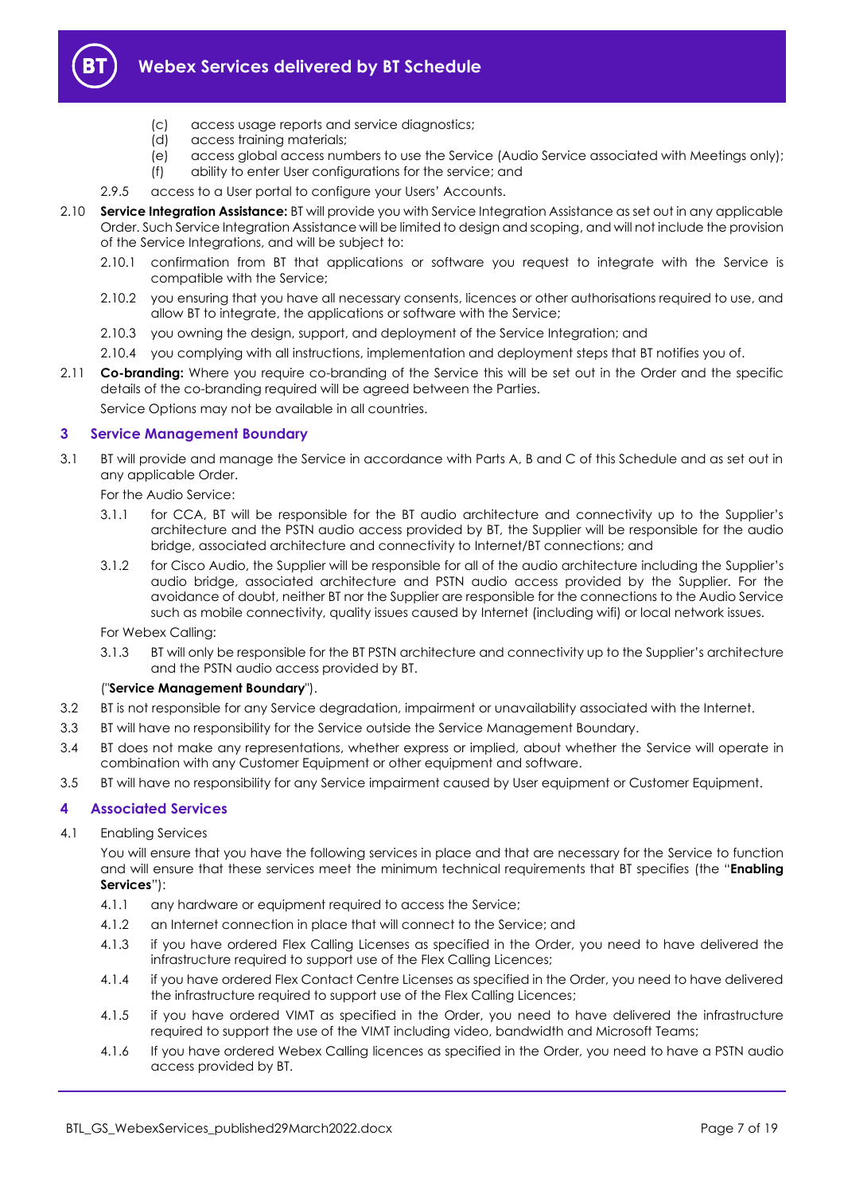(c) access usage reports and service diagnostics;

(d) access training materials;

(e) access global access numbers to use the Service (Audio Service associated with Meetings only);

(f) ability to enter User configurations for the service; and

2.9.5 access to a User portal to configure your Users' Accounts.

2.10 **Service Integration Assistance:** BT will provide you with Service Integration Assistance as set out in any applicable Order. Such Service Integration Assistance will be limited to design and scoping, and will not include the provision of the Service Integrations, and will be subject to:

2.10.1 confirmation from BT that applications or software you request to integrate with the Service is compatible with the Service;

2.10.2 you ensuring that you have all necessary consents, licences or other authorisations required to use, and allow BT to integrate, the applications or software with the Service;

2.10.3 you owning the design, support, and deployment of the Service Integration; and

2.10.4 you complying with all instructions, implementation and deployment steps that BT notifies you of.

2.11 **Co-branding:** Where you require co-branding of the Service this will be set out in the Order and the specific details of the co-branding required will be agreed between the Parties.

Service Options may not be available in all countries.

## 3 Service Management Boundary

3.1 BT will provide and manage the Service in accordance with Parts A, B and C of this Schedule and as set out in any applicable Order.

For the Audio Service:

3.1.1 for CCA, BT will be responsible for the BT audio architecture and connectivity up to the Supplier's architecture and the PSTN audio access provided by BT, the Supplier will be responsible for the audio bridge, associated architecture and connectivity to Internet/BT connections; and

3.1.2 for Cisco Audio, the Supplier will be responsible for all of the audio architecture including the Supplier's audio bridge, associated architecture and PSTN audio access provided by the Supplier. For the avoidance of doubt, neither BT nor the Supplier are responsible for the connections to the Audio Service such as mobile connectivity, quality issues caused by Internet (including wifi) or local network issues.

For Webex Calling:

3.1.3 BT will only be responsible for the BT PSTN architecture and connectivity up to the Supplier's architecture and the PSTN audio access provided by BT.

("**Service Management Boundary**").

3.2 BT is not responsible for any Service degradation, impairment or unavailability associated with the Internet.

3.3 BT will have no responsibility for the Service outside the Service Management Boundary.

3.4 BT does not make any representations, whether express or implied, about whether the Service will operate in combination with any Customer Equipment or other equipment and software.

3.5 BT will have no responsibility for any Service impairment caused by User equipment or Customer Equipment.

## 4 Associated Services

4.1 Enabling Services

You will ensure that you have the following services in place and that are necessary for the Service to function and will ensure that these services meet the minimum technical requirements that BT specifies (the "**Enabling Services**"):

4.1.1 any hardware or equipment required to access the Service;

4.1.2 an Internet connection in place that will connect to the Service; and

4.1.3 if you have ordered Flex Calling Licenses as specified in the Order, you need to have delivered the infrastructure required to support use of the Flex Calling Licences;

4.1.4 if you have ordered Flex Contact Centre Licenses as specified in the Order, you need to have delivered the infrastructure required to support use of the Flex Calling Licences;

4.1.5 if you have ordered VIMT as specified in the Order, you need to have delivered the infrastructure required to support the use of the VIMT including video, bandwidth and Microsoft Teams;

4.1.6 If you have ordered Webex Calling licences as specified in the Order, you need to have a PSTN audio access provided by BT.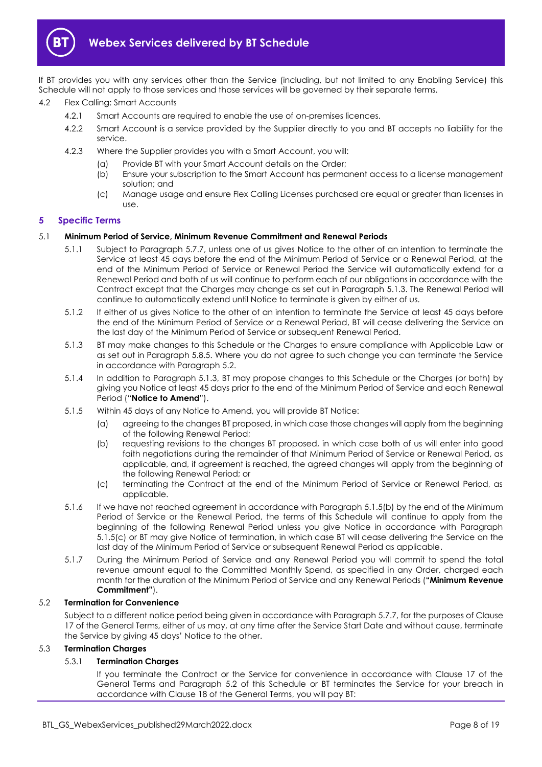If BT provides you with any services other than the Service (including, but not limited to any Enabling Service) this Schedule will not apply to those services and those services will be governed by their separate terms.

4.2 Flex Calling: Smart Accounts

4.2.1 Smart Accounts are required to enable the use of on-premises licences.

4.2.2 Smart Account is a service provided by the Supplier directly to you and BT accepts no liability for the service.

4.2.3 Where the Supplier provides you with a Smart Account, you will:

(a) Provide BT with your Smart Account details on the Order;

(b) Ensure your subscription to the Smart Account has permanent access to a license management solution; and

(c) Manage usage and ensure Flex Calling Licenses purchased are equal or greater than licenses in use.

## 5 Specific Terms

### 5.1 Minimum Period of Service, Minimum Revenue Commitment and Renewal Periods

5.1.1 Subject to Paragraph 5.7.7, unless one of us gives Notice to the other of an intention to terminate the Service at least 45 days before the end of the Minimum Period of Service or a Renewal Period, at the end of the Minimum Period of Service or Renewal Period the Service will automatically extend for a Renewal Period and both of us will continue to perform each of our obligations in accordance with the Contract except that the Charges may change as set out in Paragraph 5.1.3. The Renewal Period will continue to automatically extend until Notice to terminate is given by either of us.

5.1.2 If either of us gives Notice to the other of an intention to terminate the Service at least 45 days before the end of the Minimum Period of Service or a Renewal Period, BT will cease delivering the Service on the last day of the Minimum Period of Service or subsequent Renewal Period.

5.1.3 BT may make changes to this Schedule or the Charges to ensure compliance with Applicable Law or as set out in Paragraph 5.8.5. Where you do not agree to such change you can terminate the Service in accordance with Paragraph 5.2.

5.1.4 In addition to Paragraph 5.1.3, BT may propose changes to this Schedule or the Charges (or both) by giving you Notice at least 45 days prior to the end of the Minimum Period of Service and each Renewal Period ("**Notice to Amend**").

5.1.5 Within 45 days of any Notice to Amend, you will provide BT Notice:

(a) agreeing to the changes BT proposed, in which case those changes will apply from the beginning of the following Renewal Period;

(b) requesting revisions to the changes BT proposed, in which case both of us will enter into good faith negotiations during the remainder of that Minimum Period of Service or Renewal Period, as applicable, and, if agreement is reached, the agreed changes will apply from the beginning of the following Renewal Period; or

(c) terminating the Contract at the end of the Minimum Period of Service or Renewal Period, as applicable.

5.1.6 If we have not reached agreement in accordance with Paragraph 5.1.5(b) by the end of the Minimum Period of Service or the Renewal Period, the terms of this Schedule will continue to apply from the beginning of the following Renewal Period unless you give Notice in accordance with Paragraph 5.1.5(c) or BT may give Notice of termination, in which case BT will cease delivering the Service on the last day of the Minimum Period of Service or subsequent Renewal Period as applicable.

5.1.7 During the Minimum Period of Service and any Renewal Period you will commit to spend the total revenue amount equal to the Committed Monthly Spend, as specified in any Order, charged each month for the duration of the Minimum Period of Service and any Renewal Periods (**"Minimum Revenue Commitment"**).

### 5.2 Termination for Convenience

Subject to a different notice period being given in accordance with Paragraph 5.7.7, for the purposes of Clause 17 of the General Terms, either of us may, at any time after the Service Start Date and without cause, terminate the Service by giving 45 days' Notice to the other.

### 5.3 Termination Charges

#### 5.3.1 Termination Charges

If you terminate the Contract or the Service for convenience in accordance with Clause 17 of the General Terms and Paragraph 5.2 of this Schedule or BT terminates the Service for your breach in accordance with Clause 18 of the General Terms, you will pay BT: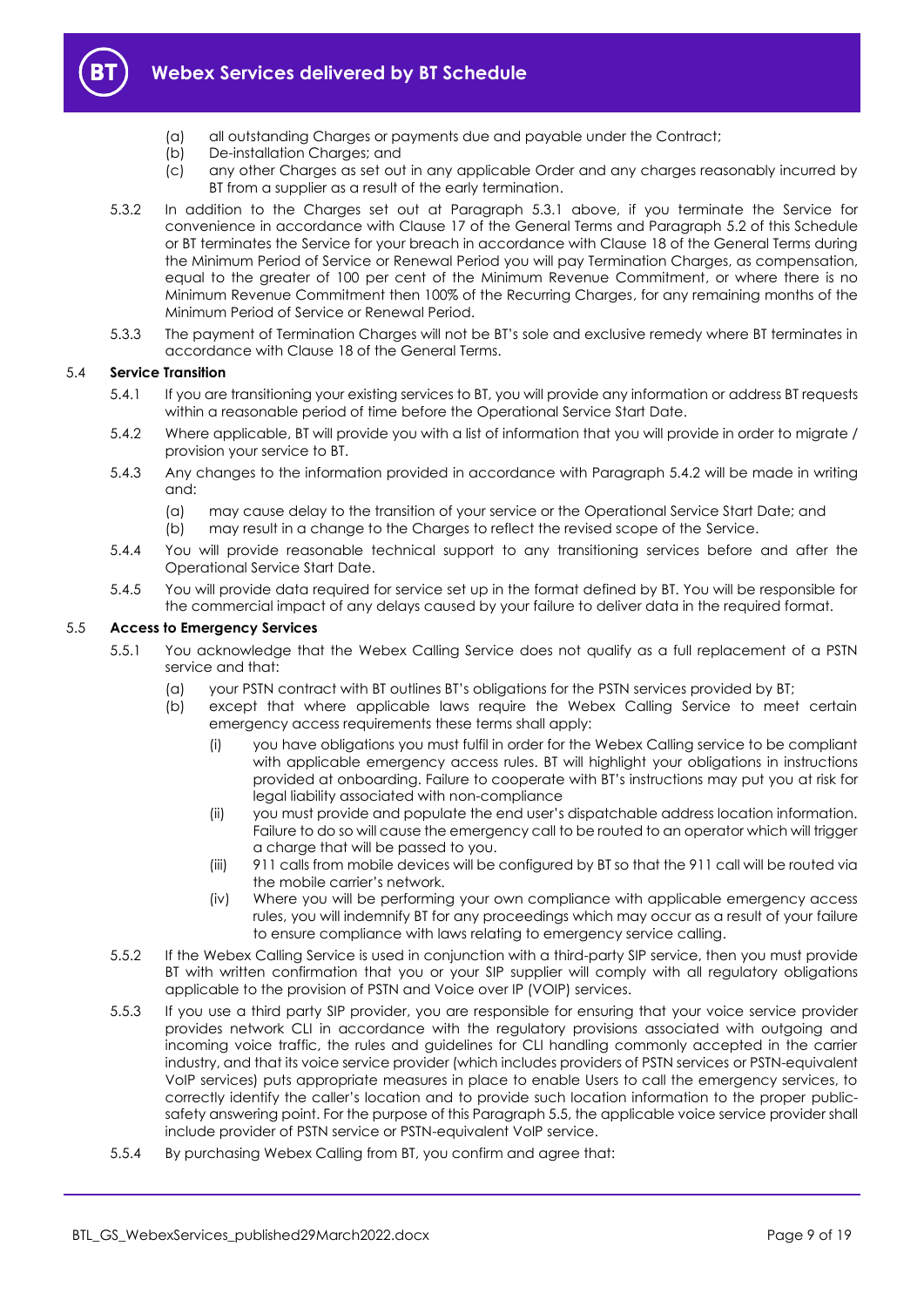(a) all outstanding Charges or payments due and payable under the Contract;

(b) De-installation Charges; and

(c) any other Charges as set out in any applicable Order and any charges reasonably incurred by BT from a supplier as a result of the early termination.

5.3.2 In addition to the Charges set out at Paragraph 5.3.1 above, if you terminate the Service for convenience in accordance with Clause 17 of the General Terms and Paragraph 5.2 of this Schedule or BT terminates the Service for your breach in accordance with Clause 18 of the General Terms during the Minimum Period of Service or Renewal Period you will pay Termination Charges, as compensation, equal to the greater of 100 per cent of the Minimum Revenue Commitment, or where there is no Minimum Revenue Commitment then 100% of the Recurring Charges, for any remaining months of the Minimum Period of Service or Renewal Period.

5.3.3 The payment of Termination Charges will not be BT's sole and exclusive remedy where BT terminates in accordance with Clause 18 of the General Terms.

### 5.4 Service Transition

5.4.1 If you are transitioning your existing services to BT, you will provide any information or address BT requests within a reasonable period of time before the Operational Service Start Date.

5.4.2 Where applicable, BT will provide you with a list of information that you will provide in order to migrate / provision your service to BT.

5.4.3 Any changes to the information provided in accordance with Paragraph 5.4.2 will be made in writing and:

(a) may cause delay to the transition of your service or the Operational Service Start Date; and

(b) may result in a change to the Charges to reflect the revised scope of the Service.

5.4.4 You will provide reasonable technical support to any transitioning services before and after the Operational Service Start Date.

5.4.5 You will provide data required for service set up in the format defined by BT. You will be responsible for the commercial impact of any delays caused by your failure to deliver data in the required format.

### 5.5 Access to Emergency Services

5.5.1 You acknowledge that the Webex Calling Service does not qualify as a full replacement of a PSTN service and that:

(a) your PSTN contract with BT outlines BT's obligations for the PSTN services provided by BT;

(b) except that where applicable laws require the Webex Calling Service to meet certain emergency access requirements these terms shall apply:

(i) you have obligations you must fulfil in order for the Webex Calling service to be compliant with applicable emergency access rules. BT will highlight your obligations in instructions provided at onboarding. Failure to cooperate with BT's instructions may put you at risk for legal liability associated with non-compliance

(ii) you must provide and populate the end user's dispatchable address location information. Failure to do so will cause the emergency call to be routed to an operator which will trigger a charge that will be passed to you.

(iii) 911 calls from mobile devices will be configured by BT so that the 911 call will be routed via the mobile carrier's network.

(iv) Where you will be performing your own compliance with applicable emergency access rules, you will indemnify BT for any proceedings which may occur as a result of your failure to ensure compliance with laws relating to emergency service calling.

5.5.2 If the Webex Calling Service is used in conjunction with a third-party SIP service, then you must provide BT with written confirmation that you or your SIP supplier will comply with all regulatory obligations applicable to the provision of PSTN and Voice over IP (VOIP) services.

5.5.3 If you use a third party SIP provider, you are responsible for ensuring that your voice service provider provides network CLI in accordance with the regulatory provisions associated with outgoing and incoming voice traffic, the rules and guidelines for CLI handling commonly accepted in the carrier industry, and that its voice service provider (which includes providers of PSTN services or PSTN-equivalent VoIP services) puts appropriate measures in place to enable Users to call the emergency services, to correctly identify the caller's location and to provide such location information to the proper public-safety answering point. For the purpose of this Paragraph 5.5, the applicable voice service provider shall include provider of PSTN service or PSTN-equivalent VoIP service.

5.5.4 By purchasing Webex Calling from BT, you confirm and agree that: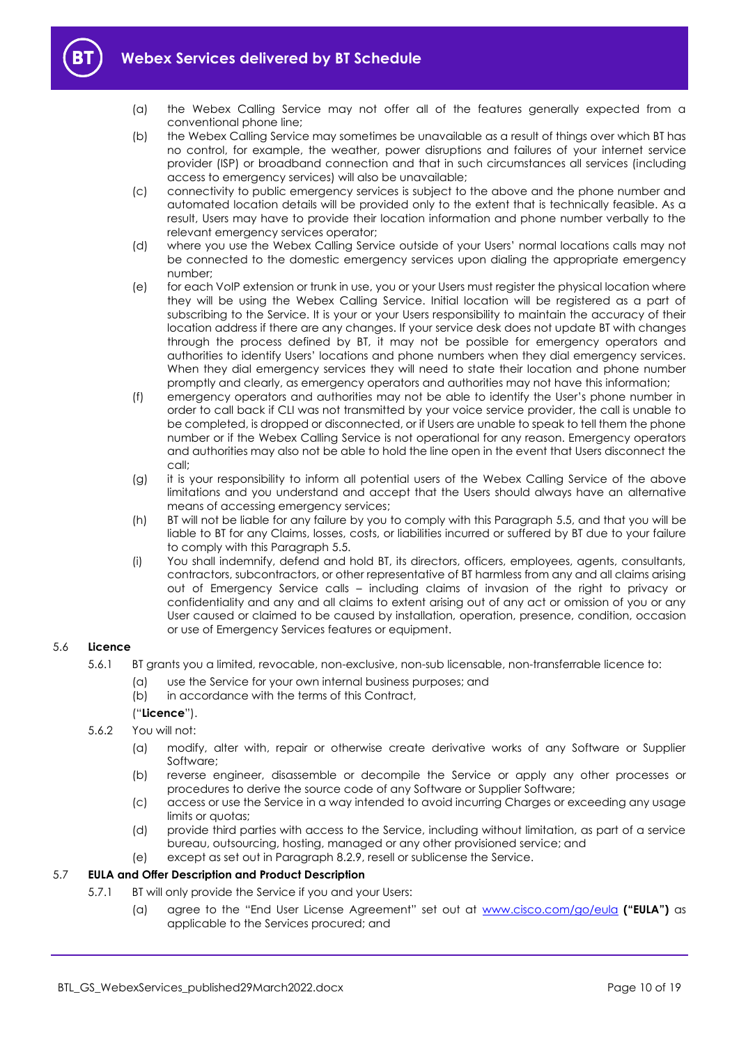(a) the Webex Calling Service may not offer all of the features generally expected from a conventional phone line;

(b) the Webex Calling Service may sometimes be unavailable as a result of things over which BT has no control, for example, the weather, power disruptions and failures of your internet service provider (ISP) or broadband connection and that in such circumstances all services (including access to emergency services) will also be unavailable;

(c) connectivity to public emergency services is subject to the above and the phone number and automated location details will be provided only to the extent that is technically feasible. As a result, Users may have to provide their location information and phone number verbally to the relevant emergency services operator;

(d) where you use the Webex Calling Service outside of your Users' normal locations calls may not be connected to the domestic emergency services upon dialing the appropriate emergency number;

(e) for each VoIP extension or trunk in use, you or your Users must register the physical location where they will be using the Webex Calling Service. Initial location will be registered as a part of subscribing to the Service. It is your or your Users responsibility to maintain the accuracy of their location address if there are any changes. If your service desk does not update BT with changes through the process defined by BT, it may not be possible for emergency operators and authorities to identify Users' locations and phone numbers when they dial emergency services. When they dial emergency services they will need to state their location and phone number promptly and clearly, as emergency operators and authorities may not have this information;

(f) emergency operators and authorities may not be able to identify the User's phone number in order to call back if CLI was not transmitted by your voice service provider, the call is unable to be completed, is dropped or disconnected, or if Users are unable to speak to tell them the phone number or if the Webex Calling Service is not operational for any reason. Emergency operators and authorities may also not be able to hold the line open in the event that Users disconnect the call;

(g) it is your responsibility to inform all potential users of the Webex Calling Service of the above limitations and you understand and accept that the Users should always have an alternative means of accessing emergency services;

(h) BT will not be liable for any failure by you to comply with this Paragraph 5.5, and that you will be liable to BT for any Claims, losses, costs, or liabilities incurred or suffered by BT due to your failure to comply with this Paragraph 5.5.

(i) You shall indemnify, defend and hold BT, its directors, officers, employees, agents, consultants, contractors, subcontractors, or other representative of BT harmless from any and all claims arising out of Emergency Service calls – including claims of invasion of the right to privacy or confidentiality and any and all claims to extent arising out of any act or omission of you or any User caused or claimed to be caused by installation, operation, presence, condition, occasion or use of Emergency Services features or equipment.

### 5.6 **Licence**

5.6.1 BT grants you a limited, revocable, non-exclusive, non-sub licensable, non-transferrable licence to:

(a) use the Service for your own internal business purposes; and

(b) in accordance with the terms of this Contract,

("**Licence**").

5.6.2 You will not:

(a) modify, alter with, repair or otherwise create derivative works of any Software or Supplier Software;

(b) reverse engineer, disassemble or decompile the Service or apply any other processes or procedures to derive the source code of any Software or Supplier Software;

(c) access or use the Service in a way intended to avoid incurring Charges or exceeding any usage limits or quotas;

(d) provide third parties with access to the Service, including without limitation, as part of a service bureau, outsourcing, hosting, managed or any other provisioned service; and

(e) except as set out in Paragraph 8.2.9, resell or sublicense the Service.

### 5.7 **EULA and Offer Description and Product Description**

5.7.1 BT will only provide the Service if you and your Users:

(a) agree to the "End User License Agreement" set out at www.cisco.com/go/eula **("EULA")** as applicable to the Services procured; and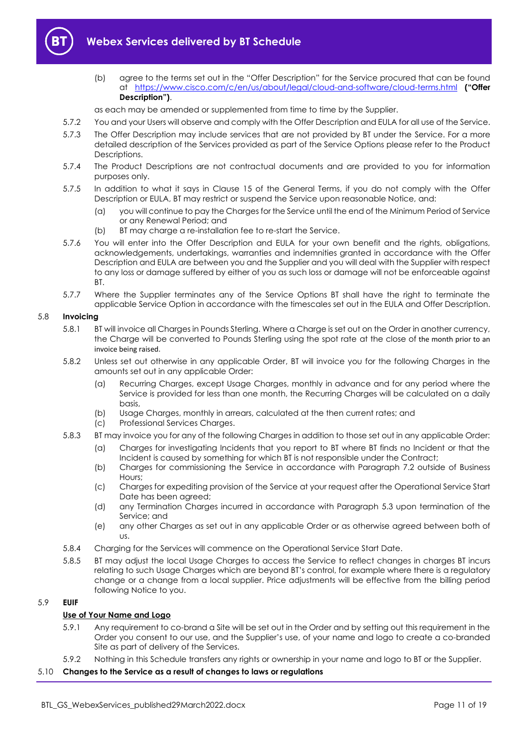(b) agree to the terms set out in the "Offer Description" for the Service procured that can be found at https://www.cisco.com/c/en/us/about/legal/cloud-and-software/cloud-terms.html **("Offer Description")**.

as each may be amended or supplemented from time to time by the Supplier.

5.7.2 You and your Users will observe and comply with the Offer Description and EULA for all use of the Service.

5.7.3 The Offer Description may include services that are not provided by BT under the Service. For a more detailed description of the Services provided as part of the Service Options please refer to the Product Descriptions.

5.7.4 The Product Descriptions are not contractual documents and are provided to you for information purposes only.

5.7.5 In addition to what it says in Clause 15 of the General Terms, if you do not comply with the Offer Description or EULA, BT may restrict or suspend the Service upon reasonable Notice, and:

(a) you will continue to pay the Charges for the Service until the end of the Minimum Period of Service or any Renewal Period; and

(b) BT may charge a re-installation fee to re-start the Service.

5.7.6 You will enter into the Offer Description and EULA for your own benefit and the rights, obligations, acknowledgements, undertakings, warranties and indemnities granted in accordance with the Offer Description and EULA are between you and the Supplier and you will deal with the Supplier with respect to any loss or damage suffered by either of you as such loss or damage will not be enforceable against BT.

5.7.7 Where the Supplier terminates any of the Service Options BT shall have the right to terminate the applicable Service Option in accordance with the timescales set out in the EULA and Offer Description.

5.8 **Invoicing**

5.8.1 BT will invoice all Charges in Pounds Sterling. Where a Charge is set out on the Order in another currency, the Charge will be converted to Pounds Sterling using the spot rate at the close of the month prior to an invoice being raised.

5.8.2 Unless set out otherwise in any applicable Order, BT will invoice you for the following Charges in the amounts set out in any applicable Order:

(a) Recurring Charges, except Usage Charges, monthly in advance and for any period where the Service is provided for less than one month, the Recurring Charges will be calculated on a daily basis,

(b) Usage Charges, monthly in arrears, calculated at the then current rates; and

(c) Professional Services Charges.

5.8.3 BT may invoice you for any of the following Charges in addition to those set out in any applicable Order:

(a) Charges for investigating Incidents that you report to BT where BT finds no Incident or that the Incident is caused by something for which BT is not responsible under the Contract;

(b) Charges for commissioning the Service in accordance with Paragraph 7.2 outside of Business Hours;

(c) Charges for expediting provision of the Service at your request after the Operational Service Start Date has been agreed;

(d) any Termination Charges incurred in accordance with Paragraph 5.3 upon termination of the Service; and

(e) any other Charges as set out in any applicable Order or as otherwise agreed between both of us.

5.8.4 Charging for the Services will commence on the Operational Service Start Date.

5.8.5 BT may adjust the local Usage Charges to access the Service to reflect changes in charges BT incurs relating to such Usage Charges which are beyond BT's control, for example where there is a regulatory change or a change from a local supplier. Price adjustments will be effective from the billing period following Notice to you.

5.9 **EUIF**

**Use of Your Name and Logo**

5.9.1 Any requirement to co-brand a Site will be set out in the Order and by setting out this requirement in the Order you consent to our use, and the Supplier's use, of your name and logo to create a co-branded Site as part of delivery of the Services.

5.9.2 Nothing in this Schedule transfers any rights or ownership in your name and logo to BT or the Supplier.

5.10 **Changes to the Service as a result of changes to laws or regulations**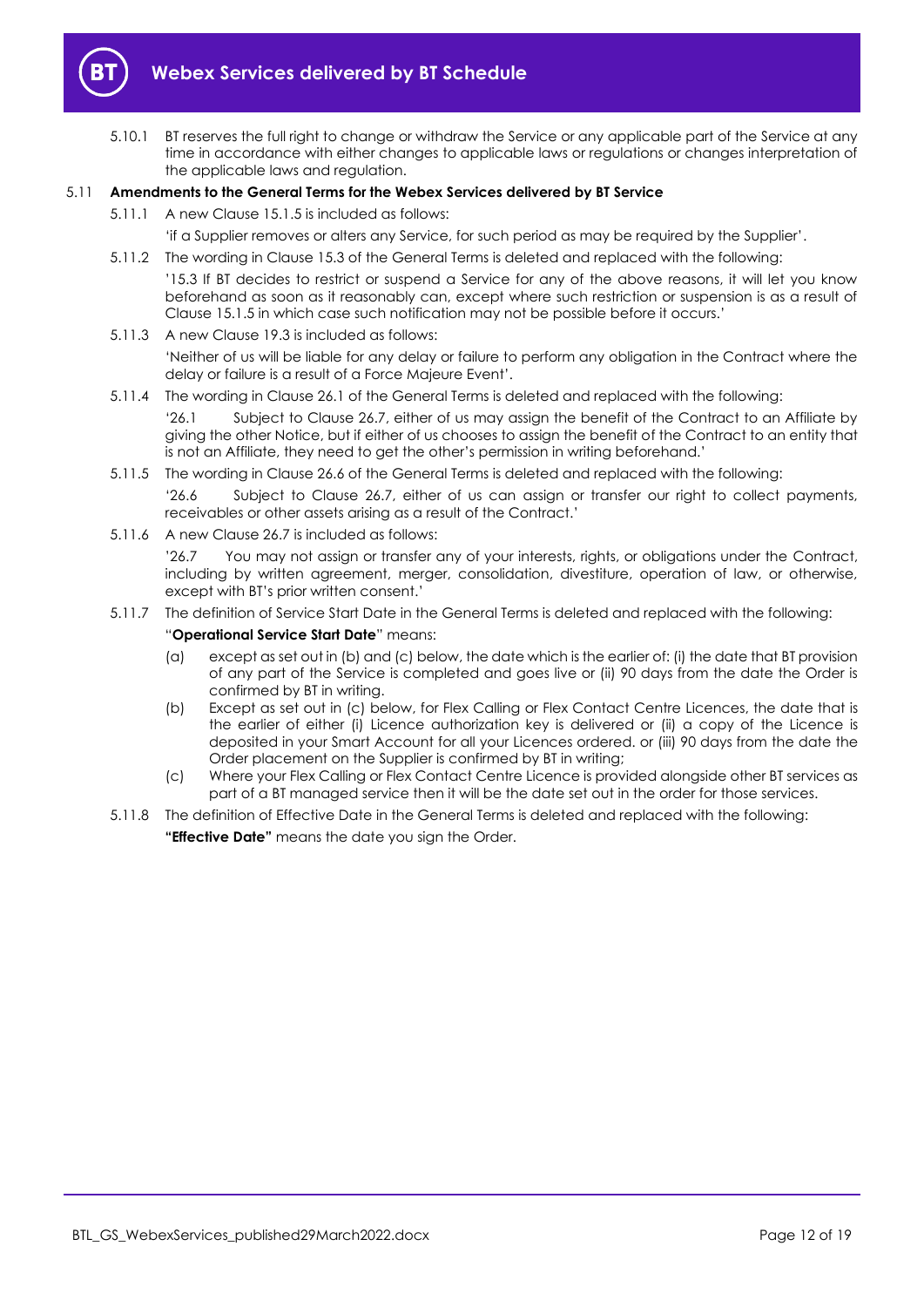5.10.1 BT reserves the full right to change or withdraw the Service or any applicable part of the Service at any time in accordance with either changes to applicable laws or regulations or changes interpretation of the applicable laws and regulation.

5.11 **Amendments to the General Terms for the Webex Services delivered by BT Service**

5.11.1 A new Clause 15.1.5 is included as follows:

'if a Supplier removes or alters any Service, for such period as may be required by the Supplier'.

5.11.2 The wording in Clause 15.3 of the General Terms is deleted and replaced with the following:

'15.3 If BT decides to restrict or suspend a Service for any of the above reasons, it will let you know beforehand as soon as it reasonably can, except where such restriction or suspension is as a result of Clause 15.1.5 in which case such notification may not be possible before it occurs.'

5.11.3 A new Clause 19.3 is included as follows:

'Neither of us will be liable for any delay or failure to perform any obligation in the Contract where the delay or failure is a result of a Force Majeure Event'.

5.11.4 The wording in Clause 26.1 of the General Terms is deleted and replaced with the following:

'26.1 Subject to Clause 26.7, either of us may assign the benefit of the Contract to an Affiliate by giving the other Notice, but if either of us chooses to assign the benefit of the Contract to an entity that is not an Affiliate, they need to get the other's permission in writing beforehand.'

5.11.5 The wording in Clause 26.6 of the General Terms is deleted and replaced with the following:

'26.6 Subject to Clause 26.7, either of us can assign or transfer our right to collect payments, receivables or other assets arising as a result of the Contract.'

5.11.6 A new Clause 26.7 is included as follows:

'26.7 You may not assign or transfer any of your interests, rights, or obligations under the Contract, including by written agreement, merger, consolidation, divestiture, operation of law, or otherwise, except with BT's prior written consent.'

5.11.7 The definition of Service Start Date in the General Terms is deleted and replaced with the following:

"**Operational Service Start Date**" means:

(a) except as set out in (b) and (c) below, the date which is the earlier of: (i) the date that BT provision of any part of the Service is completed and goes live or (ii) 90 days from the date the Order is confirmed by BT in writing.

(b) Except as set out in (c) below, for Flex Calling or Flex Contact Centre Licences, the date that is the earlier of either (i) Licence authorization key is delivered or (ii) a copy of the Licence is deposited in your Smart Account for all your Licences ordered. or (iii) 90 days from the date the Order placement on the Supplier is confirmed by BT in writing;

(c) Where your Flex Calling or Flex Contact Centre Licence is provided alongside other BT services as part of a BT managed service then it will be the date set out in the order for those services.

5.11.8 The definition of Effective Date in the General Terms is deleted and replaced with the following:

**"Effective Date"** means the date you sign the Order.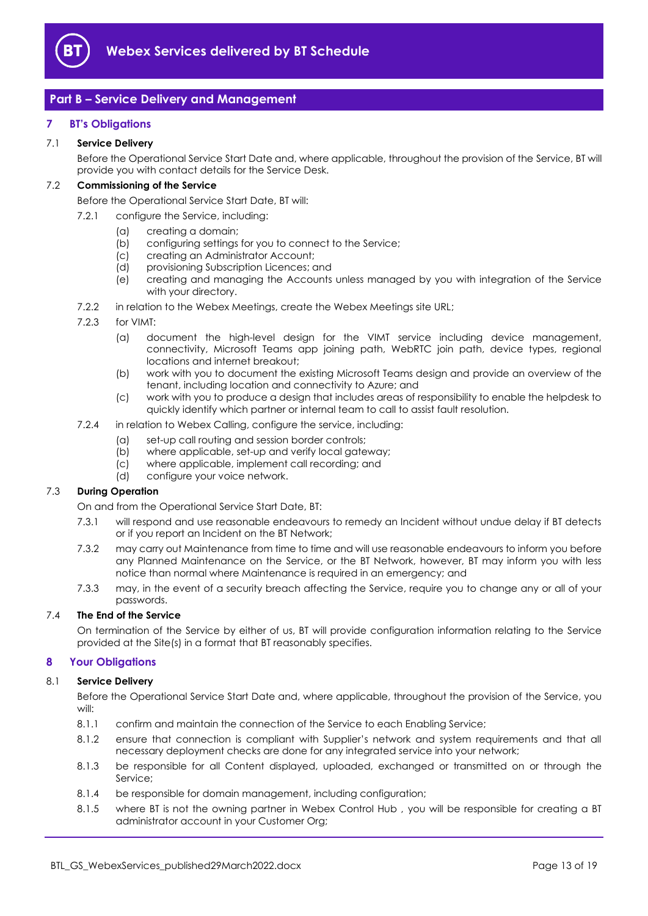## Part B – Service Delivery and Management

### 7 BT's Obligations

#### 7.1 Service Delivery

Before the Operational Service Start Date and, where applicable, throughout the provision of the Service, BT will provide you with contact details for the Service Desk.

#### 7.2 Commissioning of the Service

Before the Operational Service Start Date, BT will:

7.2.1 configure the Service, including:

(a) creating a domain;
(b) configuring settings for you to connect to the Service;
(c) creating an Administrator Account;
(d) provisioning Subscription Licences; and
(e) creating and managing the Accounts unless managed by you with integration of the Service with your directory.

7.2.2 in relation to the Webex Meetings, create the Webex Meetings site URL;

7.2.3 for VIMT:

(a) document the high-level design for the VIMT service including device management, connectivity, Microsoft Teams app joining path, WebRTC join path, device types, regional locations and internet breakout;
(b) work with you to document the existing Microsoft Teams design and provide an overview of the tenant, including location and connectivity to Azure; and
(c) work with you to produce a design that includes areas of responsibility to enable the helpdesk to quickly identify which partner or internal team to call to assist fault resolution.

7.2.4 in relation to Webex Calling, configure the service, including:

(a) set-up call routing and session border controls;
(b) where applicable, set-up and verify local gateway;
(c) where applicable, implement call recording; and
(d) configure your voice network.

#### 7.3 During Operation

On and from the Operational Service Start Date, BT:

7.3.1 will respond and use reasonable endeavours to remedy an Incident without undue delay if BT detects or if you report an Incident on the BT Network;

7.3.2 may carry out Maintenance from time to time and will use reasonable endeavours to inform you before any Planned Maintenance on the Service, or the BT Network, however, BT may inform you with less notice than normal where Maintenance is required in an emergency; and

7.3.3 may, in the event of a security breach affecting the Service, require you to change any or all of your passwords.

#### 7.4 The End of the Service

On termination of the Service by either of us, BT will provide configuration information relating to the Service provided at the Site(s) in a format that BT reasonably specifies.

### 8 Your Obligations

#### 8.1 Service Delivery

Before the Operational Service Start Date and, where applicable, throughout the provision of the Service, you will:

8.1.1 confirm and maintain the connection of the Service to each Enabling Service;

8.1.2 ensure that connection is compliant with Supplier's network and system requirements and that all necessary deployment checks are done for any integrated service into your network;

8.1.3 be responsible for all Content displayed, uploaded, exchanged or transmitted on or through the Service;

8.1.4 be responsible for domain management, including configuration;

8.1.5 where BT is not the owning partner in Webex Control Hub , you will be responsible for creating a BT administrator account in your Customer Org;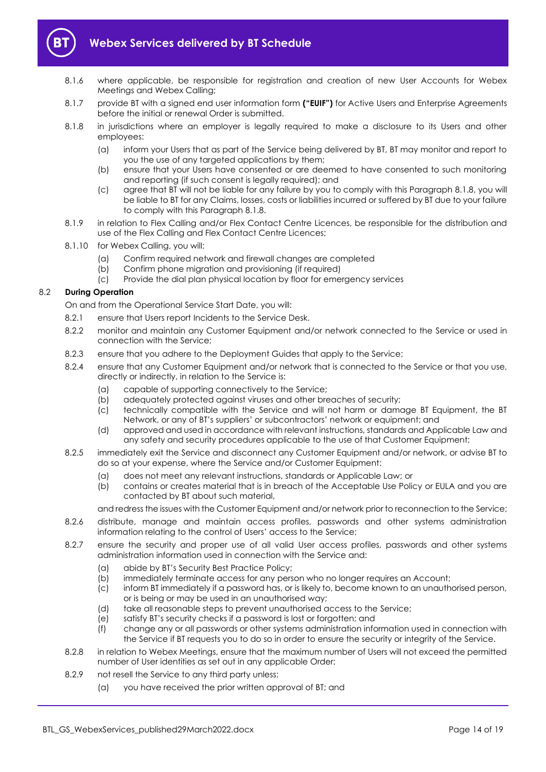8.1.6 where applicable, be responsible for registration and creation of new User Accounts for Webex Meetings and Webex Calling;

8.1.7 provide BT with a signed end user information form **("EUIF")** for Active Users and Enterprise Agreements before the initial or renewal Order is submitted.

8.1.8 in jurisdictions where an employer is legally required to make a disclosure to its Users and other employees:

(a) inform your Users that as part of the Service being delivered by BT, BT may monitor and report to you the use of any targeted applications by them;

(b) ensure that your Users have consented or are deemed to have consented to such monitoring and reporting (if such consent is legally required); and

(c) agree that BT will not be liable for any failure by you to comply with this Paragraph 8.1.8, you will be liable to BT for any Claims, losses, costs or liabilities incurred or suffered by BT due to your failure to comply with this Paragraph 8.1.8.

8.1.9 in relation to Flex Calling and/or Flex Contact Centre Licences, be responsible for the distribution and use of the Flex Calling and Flex Contact Centre Licences;

8.1.10 for Webex Calling, you will:

(a) Confirm required network and firewall changes are completed

(b) Confirm phone migration and provisioning (if required)

(c) Provide the dial plan physical location by floor for emergency services

### 8.2 During Operation

On and from the Operational Service Start Date, you will:

8.2.1 ensure that Users report Incidents to the Service Desk.

8.2.2 monitor and maintain any Customer Equipment and/or network connected to the Service or used in connection with the Service;

8.2.3 ensure that you adhere to the Deployment Guides that apply to the Service;

8.2.4 ensure that any Customer Equipment and/or network that is connected to the Service or that you use, directly or indirectly, in relation to the Service is:

(a) capable of supporting connectively to the Service;

(b) adequately protected against viruses and other breaches of security;

(c) technically compatible with the Service and will not harm or damage BT Equipment, the BT Network, or any of BT's suppliers' or subcontractors' network or equipment; and

(d) approved and used in accordance with relevant instructions, standards and Applicable Law and any safety and security procedures applicable to the use of that Customer Equipment;

8.2.5 immediately exit the Service and disconnect any Customer Equipment and/or network, or advise BT to do so at your expense, where the Service and/or Customer Equipment:

(a) does not meet any relevant instructions, standards or Applicable Law; or

(b) contains or creates material that is in breach of the Acceptable Use Policy or EULA and you are contacted by BT about such material,

and redress the issues with the Customer Equipment and/or network prior to reconnection to the Service;

8.2.6 distribute, manage and maintain access profiles, passwords and other systems administration information relating to the control of Users' access to the Service;

8.2.7 ensure the security and proper use of all valid User access profiles, passwords and other systems administration information used in connection with the Service and:

(a) abide by BT's Security Best Practice Policy;

(b) immediately terminate access for any person who no longer requires an Account;

(c) inform BT immediately if a password has, or is likely to, become known to an unauthorised person, or is being or may be used in an unauthorised way;

(d) take all reasonable steps to prevent unauthorised access to the Service;

(e) satisfy BT's security checks if a password is lost or forgotten; and

(f) change any or all passwords or other systems administration information used in connection with the Service if BT requests you to do so in order to ensure the security or integrity of the Service.

8.2.8 in relation to Webex Meetings, ensure that the maximum number of Users will not exceed the permitted number of User identities as set out in any applicable Order;

8.2.9 not resell the Service to any third party unless:

(a) you have received the prior written approval of BT; and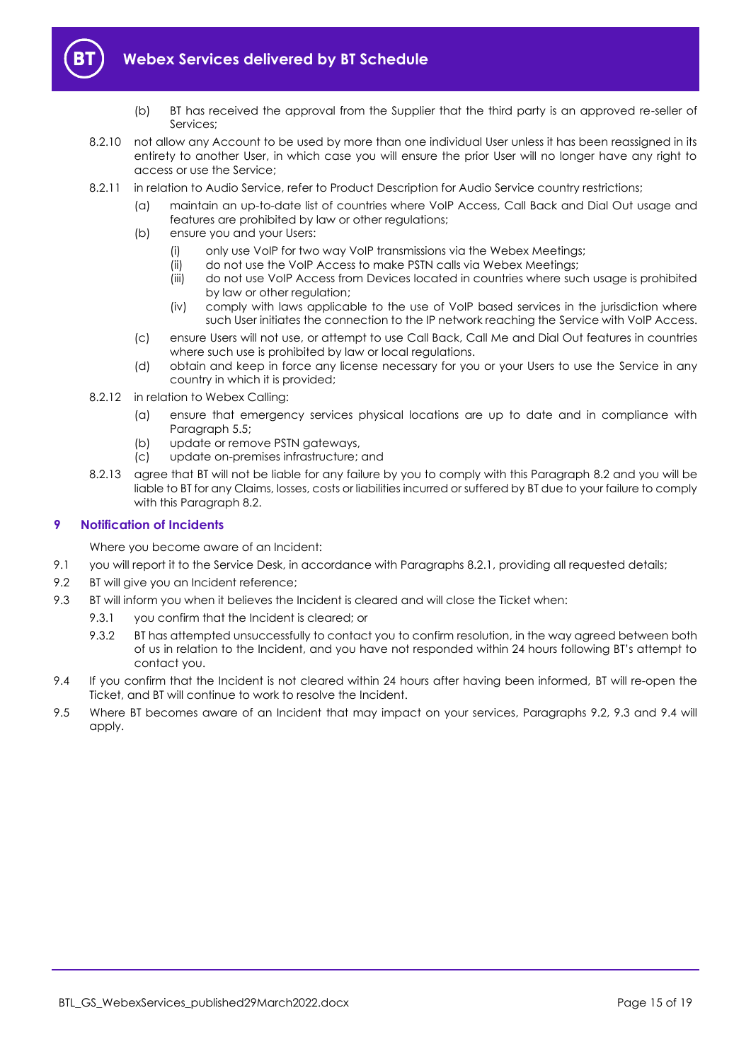(b) BT has received the approval from the Supplier that the third party is an approved re-seller of Services;

8.2.10 not allow any Account to be used by more than one individual User unless it has been reassigned in its entirety to another User, in which case you will ensure the prior User will no longer have any right to access or use the Service;

8.2.11 in relation to Audio Service, refer to Product Description for Audio Service country restrictions;

(a) maintain an up-to-date list of countries where VoIP Access, Call Back and Dial Out usage and features are prohibited by law or other regulations;

(b) ensure you and your Users:

(i) only use VoIP for two way VoIP transmissions via the Webex Meetings;

(ii) do not use the VoIP Access to make PSTN calls via Webex Meetings;

(iii) do not use VoIP Access from Devices located in countries where such usage is prohibited by law or other regulation;

(iv) comply with laws applicable to the use of VoIP based services in the jurisdiction where such User initiates the connection to the IP network reaching the Service with VoIP Access.

(c) ensure Users will not use, or attempt to use Call Back, Call Me and Dial Out features in countries where such use is prohibited by law or local regulations.

(d) obtain and keep in force any license necessary for you or your Users to use the Service in any country in which it is provided;

8.2.12 in relation to Webex Calling:

(a) ensure that emergency services physical locations are up to date and in compliance with Paragraph 5.5;

(b) update or remove PSTN gateways,

(c) update on-premises infrastructure; and

8.2.13 agree that BT will not be liable for any failure by you to comply with this Paragraph 8.2 and you will be liable to BT for any Claims, losses, costs or liabilities incurred or suffered by BT due to your failure to comply with this Paragraph 8.2.

## 9 Notification of Incidents

Where you become aware of an Incident:

9.1 you will report it to the Service Desk, in accordance with Paragraphs 8.2.1, providing all requested details;

9.2 BT will give you an Incident reference;

9.3 BT will inform you when it believes the Incident is cleared and will close the Ticket when:

9.3.1 you confirm that the Incident is cleared; or

9.3.2 BT has attempted unsuccessfully to contact you to confirm resolution, in the way agreed between both of us in relation to the Incident, and you have not responded within 24 hours following BT's attempt to contact you.

9.4 If you confirm that the Incident is not cleared within 24 hours after having been informed, BT will re-open the Ticket, and BT will continue to work to resolve the Incident.

9.5 Where BT becomes aware of an Incident that may impact on your services, Paragraphs 9.2, 9.3 and 9.4 will apply.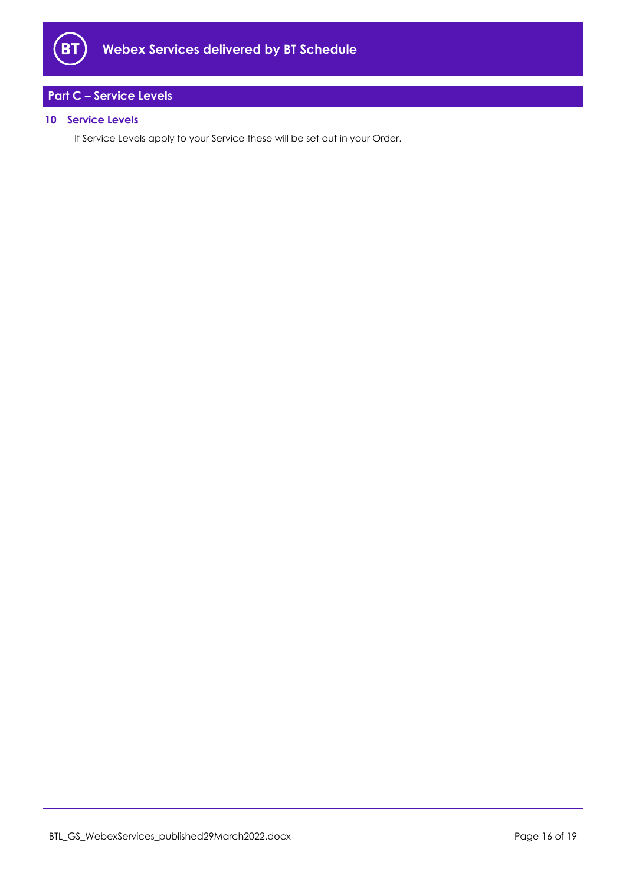## Part C – Service Levels

### 10 Service Levels

If Service Levels apply to your Service these will be set out in your Order.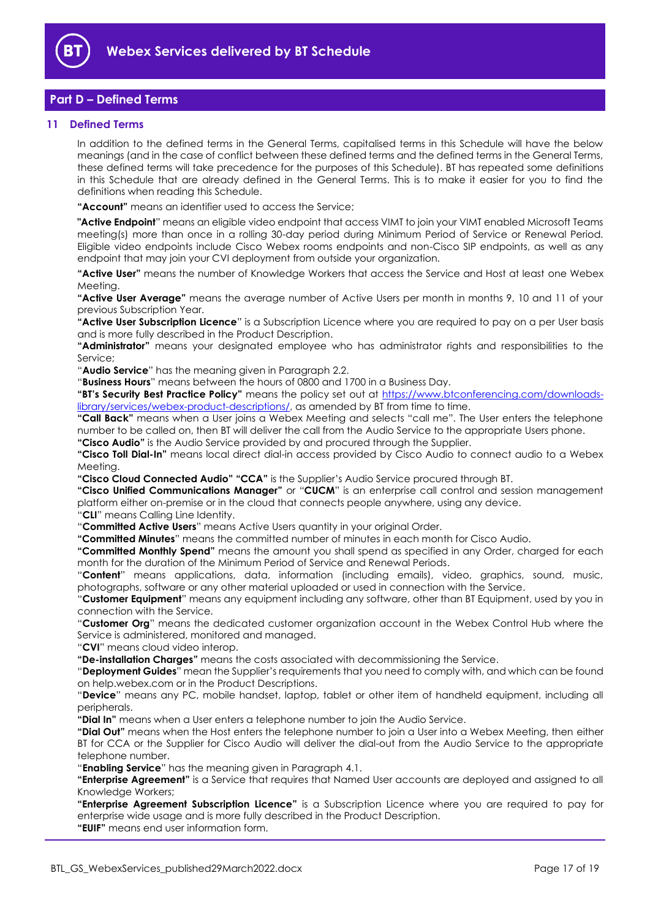## Part D – Defined Terms

### 11 Defined Terms

In addition to the defined terms in the General Terms, capitalised terms in this Schedule will have the below meanings (and in the case of conflict between these defined terms and the defined terms in the General Terms, these defined terms will take precedence for the purposes of this Schedule). BT has repeated some definitions in this Schedule that are already defined in the General Terms. This is to make it easier for you to find the definitions when reading this Schedule.

**"Account"** means an identifier used to access the Service;

**"Active Endpoint"** means an eligible video endpoint that access VIMT to join your VIMT enabled Microsoft Teams meeting(s) more than once in a rolling 30-day period during Minimum Period of Service or Renewal Period. Eligible video endpoints include Cisco Webex rooms endpoints and non-Cisco SIP endpoints, as well as any endpoint that may join your CVI deployment from outside your organization.

**"Active User"** means the number of Knowledge Workers that access the Service and Host at least one Webex Meeting.

**"Active User Average"** means the average number of Active Users per month in months 9, 10 and 11 of your previous Subscription Year.

**"Active User Subscription Licence"** is a Subscription Licence where you are required to pay on a per User basis and is more fully described in the Product Description.

**"Administrator"** means your designated employee who has administrator rights and responsibilities to the Service;

"**Audio Service**" has the meaning given in Paragraph 2.2.

"**Business Hours**" means between the hours of 0800 and 1700 in a Business Day.

**"BT's Security Best Practice Policy"** means the policy set out at https://www.btconferencing.com/downloads-library/services/webex-product-descriptions/, as amended by BT from time to time.

**"Call Back"** means when a User joins a Webex Meeting and selects "call me". The User enters the telephone number to be called on, then BT will deliver the call from the Audio Service to the appropriate Users phone.

**"Cisco Audio"** is the Audio Service provided by and procured through the Supplier.

**"Cisco Toll Dial-In"** means local direct dial-in access provided by Cisco Audio to connect audio to a Webex Meeting.

**"Cisco Cloud Connected Audio" "CCA"** is the Supplier's Audio Service procured through BT.

**"Cisco Unified Communications Manager"** or "**CUCM**" is an enterprise call control and session management platform either on-premise or in the cloud that connects people anywhere, using any device.

"**CLI**" means Calling Line Identity.

"**Committed Active Users**" means Active Users quantity in your original Order.

**"Committed Minutes**" means the committed number of minutes in each month for Cisco Audio.

**"Committed Monthly Spend"** means the amount you shall spend as specified in any Order, charged for each month for the duration of the Minimum Period of Service and Renewal Periods.

"**Content**" means applications, data, information (including emails), video, graphics, sound, music, photographs, software or any other material uploaded or used in connection with the Service.

"**Customer Equipment**" means any equipment including any software, other than BT Equipment, used by you in connection with the Service.

"**Customer Org**" means the dedicated customer organization account in the Webex Control Hub where the Service is administered, monitored and managed.

"**CVI**" means cloud video interop.

**"De-installation Charges"** means the costs associated with decommissioning the Service.

"**Deployment Guides**" mean the Supplier's requirements that you need to comply with, and which can be found on help.webex.com or in the Product Descriptions.

"**Device**" means any PC, mobile handset, laptop, tablet or other item of handheld equipment, including all peripherals.

**"Dial In"** means when a User enters a telephone number to join the Audio Service.

**"Dial Out"** means when the Host enters the telephone number to join a User into a Webex Meeting, then either BT for CCA or the Supplier for Cisco Audio will deliver the dial-out from the Audio Service to the appropriate telephone number.

"**Enabling Service**" has the meaning given in Paragraph 4.1.

**"Enterprise Agreement"** is a Service that requires that Named User accounts are deployed and assigned to all Knowledge Workers;

**"Enterprise Agreement Subscription Licence"** is a Subscription Licence where you are required to pay for enterprise wide usage and is more fully described in the Product Description.

**"EUIF"** means end user information form.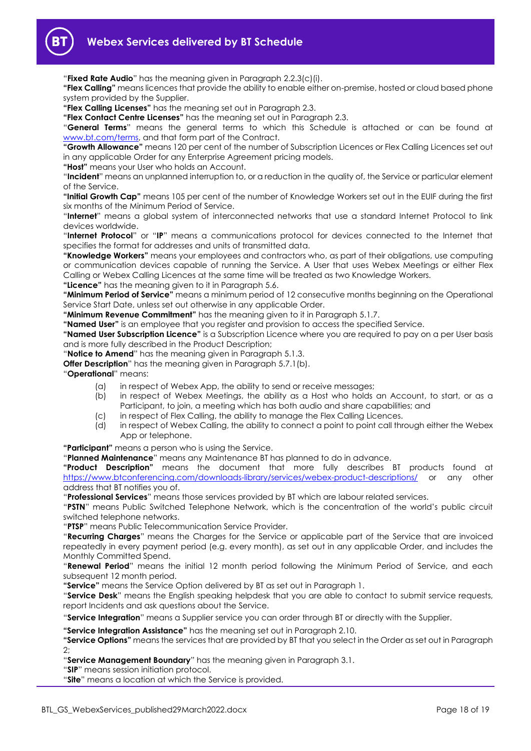"**Fixed Rate Audio**" has the meaning given in Paragraph 2.2.3(c)(i).

**"Flex Calling"** means licences that provide the ability to enable either on-premise, hosted or cloud based phone system provided by the Supplier.

**"Flex Calling Licenses"** has the meaning set out in Paragraph 2.3.

**"Flex Contact Centre Licenses"** has the meaning set out in Paragraph 2.3.

"**General Terms**" means the general terms to which this Schedule is attached or can be found at www.bt.com/terms, and that form part of the Contract.

**"Growth Allowance"** means 120 per cent of the number of Subscription Licences or Flex Calling Licences set out in any applicable Order for any Enterprise Agreement pricing models.

**"Host"** means your User who holds an Account.

"**Incident**" means an unplanned interruption to, or a reduction in the quality of, the Service or particular element of the Service.

**"Initial Growth Cap"** means 105 per cent of the number of Knowledge Workers set out in the EUIF during the first six months of the Minimum Period of Service.

"**Internet**" means a global system of interconnected networks that use a standard Internet Protocol to link devices worldwide.

"**Internet Protocol**" or "**IP**" means a communications protocol for devices connected to the Internet that specifies the format for addresses and units of transmitted data.

**"Knowledge Workers"** means your employees and contractors who, as part of their obligations, use computing or communication devices capable of running the Service. A User that uses Webex Meetings or either Flex Calling or Webex Calling Licences at the same time will be treated as two Knowledge Workers.

**"Licence"** has the meaning given to it in Paragraph 5.6.

**"Minimum Period of Service"** means a minimum period of 12 consecutive months beginning on the Operational Service Start Date, unless set out otherwise in any applicable Order.

**"Minimum Revenue Commitment"** has the meaning given to it in Paragraph 5.1.7.

**"Named User"** is an employee that you register and provision to access the specified Service.

**"Named User Subscription Licence"** is a Subscription Licence where you are required to pay on a per User basis and is more fully described in the Product Description;

"**Notice to Amend**" has the meaning given in Paragraph 5.1.3.

**Offer Description**" has the meaning given in Paragraph 5.7.1(b).

"**Operational**" means:

(a) in respect of Webex App, the ability to send or receive messages;

(b) in respect of Webex Meetings, the ability as a Host who holds an Account, to start, or as a Participant, to join, a meeting which has both audio and share capabilities; and

(c) in respect of Flex Calling, the ability to manage the Flex Calling Licences.

(d) in respect of Webex Calling, the ability to connect a point to point call through either the Webex App or telephone.

**"Participant"** means a person who is using the Service.

"**Planned Maintenance**" means any Maintenance BT has planned to do in advance.

**"Product Description"** means the document that more fully describes BT products found at https://www.btconferencing.com/downloads-library/services/webex-product-descriptions/ or any other address that BT notifies you of.

"**Professional Services**" means those services provided by BT which are labour related services.

"**PSTN**" means Public Switched Telephone Network, which is the concentration of the world's public circuit switched telephone networks.

"**PTSP**" means Public Telecommunication Service Provider.

"**Recurring Charges**" means the Charges for the Service or applicable part of the Service that are invoiced repeatedly in every payment period (e.g. every month), as set out in any applicable Order, and includes the Monthly Committed Spend.

"**Renewal Period**" means the initial 12 month period following the Minimum Period of Service, and each subsequent 12 month period.

**"Service"** means the Service Option delivered by BT as set out in Paragraph 1.

"**Service Desk**" means the English speaking helpdesk that you are able to contact to submit service requests, report Incidents and ask questions about the Service.

"**Service Integration**" means a Supplier service you can order through BT or directly with the Supplier.

**"Service Integration Assistance"** has the meaning set out in Paragraph 2.10.

**"Service Options"** means the services that are provided by BT that you select in the Order as set out in Paragraph 2;

"**Service Management Boundary**" has the meaning given in Paragraph 3.1.

"**SIP**" means session initiation protocol.

"**Site**" means a location at which the Service is provided.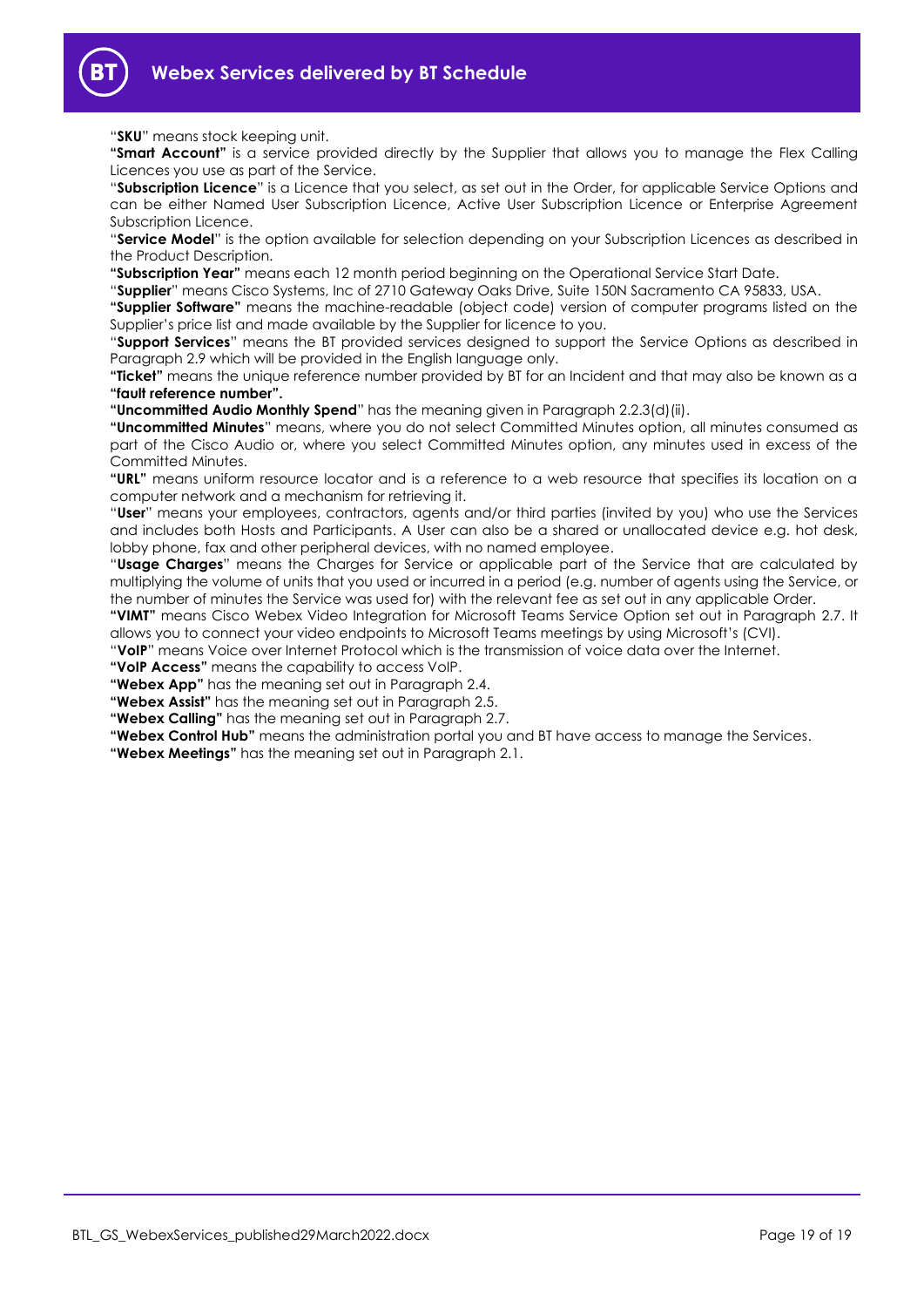"**SKU**" means stock keeping unit.

**"Smart Account"** is a service provided directly by the Supplier that allows you to manage the Flex Calling Licences you use as part of the Service.

"**Subscription Licence**" is a Licence that you select, as set out in the Order, for applicable Service Options and can be either Named User Subscription Licence, Active User Subscription Licence or Enterprise Agreement Subscription Licence.

"**Service Model**" is the option available for selection depending on your Subscription Licences as described in the Product Description.

**"Subscription Year"** means each 12 month period beginning on the Operational Service Start Date.

"**Supplier**" means Cisco Systems, Inc of 2710 Gateway Oaks Drive, Suite 150N Sacramento CA 95833, USA.

**"Supplier Software"** means the machine-readable (object code) version of computer programs listed on the Supplier's price list and made available by the Supplier for licence to you.

"**Support Services**" means the BT provided services designed to support the Service Options as described in Paragraph 2.9 which will be provided in the English language only.

**"Ticket"** means the unique reference number provided by BT for an Incident and that may also be known as a **"fault reference number".**

**"Uncommitted Audio Monthly Spend**" has the meaning given in Paragraph 2.2.3(d)(ii).

**"Uncommitted Minutes**" means, where you do not select Committed Minutes option, all minutes consumed as part of the Cisco Audio or, where you select Committed Minutes option, any minutes used in excess of the Committed Minutes.

**"URL"** means uniform resource locator and is a reference to a web resource that specifies its location on a computer network and a mechanism for retrieving it.

"**User**" means your employees, contractors, agents and/or third parties (invited by you) who use the Services and includes both Hosts and Participants. A User can also be a shared or unallocated device e.g. hot desk, lobby phone, fax and other peripheral devices, with no named employee.

"**Usage Charges**" means the Charges for Service or applicable part of the Service that are calculated by multiplying the volume of units that you used or incurred in a period (e.g. number of agents using the Service, or the number of minutes the Service was used for) with the relevant fee as set out in any applicable Order.

**"VIMT"** means Cisco Webex Video Integration for Microsoft Teams Service Option set out in Paragraph 2.7. It allows you to connect your video endpoints to Microsoft Teams meetings by using Microsoft's (CVI).

"**VoIP**" means Voice over Internet Protocol which is the transmission of voice data over the Internet.

**"VoIP Access"** means the capability to access VoIP.

**"Webex App"** has the meaning set out in Paragraph 2.4.

**"Webex Assist"** has the meaning set out in Paragraph 2.5.

**"Webex Calling"** has the meaning set out in Paragraph 2.7.

**"Webex Control Hub"** means the administration portal you and BT have access to manage the Services.

**"Webex Meetings"** has the meaning set out in Paragraph 2.1.